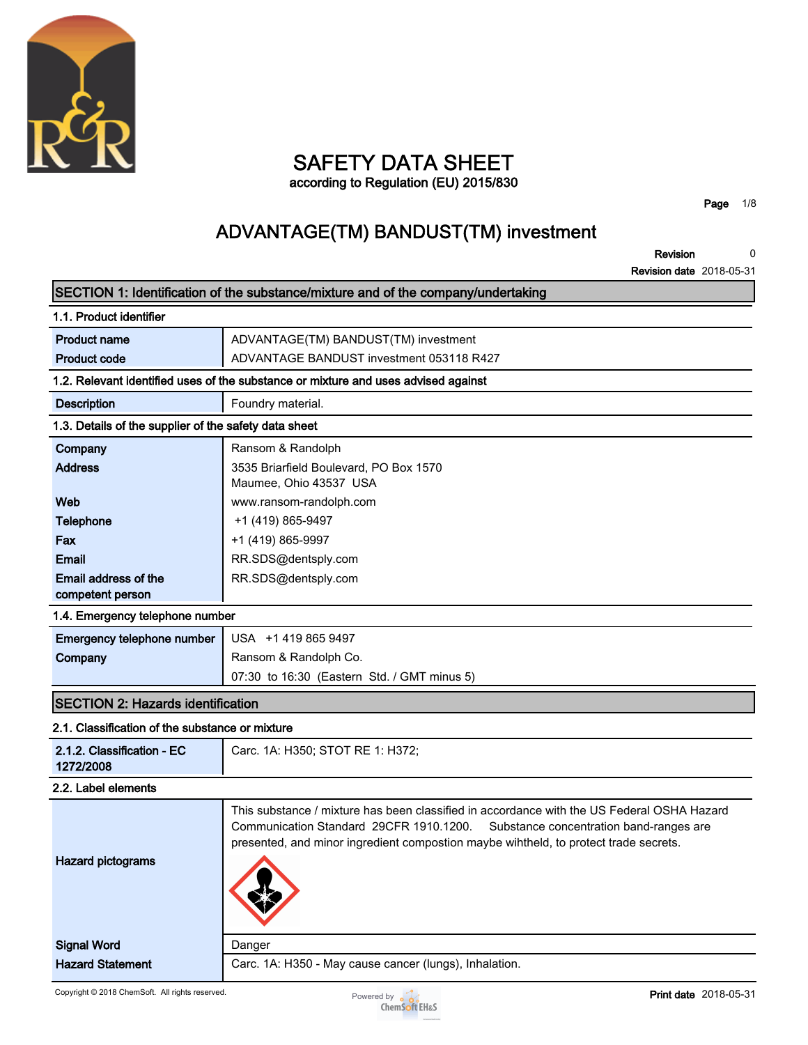# SAFETY DATA SHEET

according to Regulation (EU) 2015/830

## ADVANTAGE(TM) BANDUST(TM) investment

**Revision** 0

**Revision date** 2018-05-31

## SECTION 1: Identification of the substance/mixture and of the company/undertaking

### 1.1. Product identifier

| | |
|---|---|
| **Product name** | ADVANTAGE(TM) BANDUST(TM) investment |
| **Product code** | ADVANTAGE BANDUST investment 053118 R427 |

### 1.2. Relevant identified uses of the substance or mixture and uses advised against

| | |
|---|---|
| **Description** | Foundry material. |

### 1.3. Details of the supplier of the safety data sheet

| | |
|---|---|
| **Company** | Ransom & Randolph |
| **Address** | 3535 Briarfield Boulevard, PO Box 1570<br>Maumee, Ohio 43537 USA |
| **Web** | www.ransom-randolph.com |
| **Telephone** | +1 (419) 865-9497 |
| **Fax** | +1 (419) 865-9997 |
| **Email** | RR.SDS@dentsply.com |
| **Email address of the competent person** | RR.SDS@dentsply.com |

### 1.4. Emergency telephone number

| | |
|---|---|
| **Emergency telephone number** | USA +1 419 865 9497 |
| **Company** | Ransom & Randolph Co. |
| | 07:30 to 16:30 (Eastern Std. / GMT minus 5) |

## SECTION 2: Hazards identification

### 2.1. Classification of the substance or mixture

| | |
|---|---|
| **2.1.2. Classification - EC 1272/2008** | Carc. 1A: H350; STOT RE 1: H372; |

### 2.2. Label elements

| | |
|---|---|
| **Hazard pictograms** | This substance / mixture has been classified in accordance with the US Federal OSHA Hazard Communication Standard 29CFR 1910.1200. Substance concentration band-ranges are presented, and minor ingredient compostion maybe wihtheld, to protect trade secrets. |
| **Signal Word** | Danger |
| **Hazard Statement** | Carc. 1A: H350 - May cause cancer (lungs), Inhalation. |

Copyright © 2018 ChemSoft. All rights reserved.

**Print date** 2018-05-31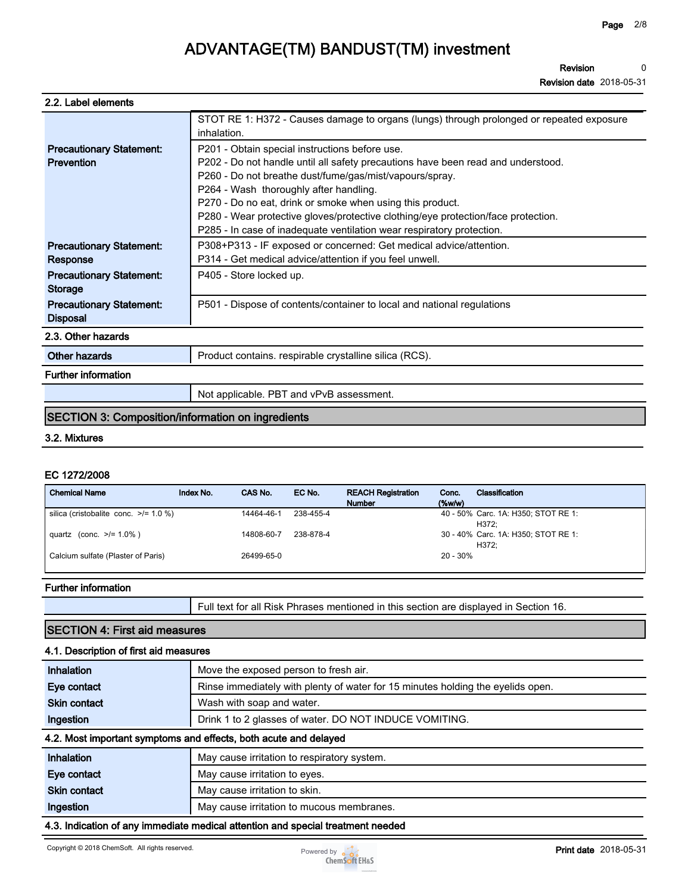### 2.2. Label elements

| | |
|---|---|
| | STOT RE 1: H372 - Causes damage to organs (lungs) through prolonged or repeated exposure inhalation. |
| **Precautionary Statement: Prevention** | P201 - Obtain special instructions before use.<br>P202 - Do not handle until all safety precautions have been read and understood.<br>P260 - Do not breathe dust/fume/gas/mist/vapours/spray.<br>P264 - Wash  thoroughly after handling.<br>P270 - Do no eat, drink or smoke when using this product.<br>P280 - Wear protective gloves/protective clothing/eye protection/face protection.<br>P285 - In case of inadequate ventilation wear respiratory protection. |
| **Precautionary Statement: Response** | P308+P313 - IF exposed or concerned: Get medical advice/attention.<br>P314 - Get medical advice/attention if you feel unwell. |
| **Precautionary Statement: Storage** | P405 - Store locked up. |
| **Precautionary Statement: Disposal** | P501 - Dispose of contents/container to local and national regulations |

### 2.3. Other hazards

| | |
|---|---|
| **Other hazards** | Product contains. respirable crystalline silica (RCS). |

**Further information**

| | |
|---|---|
| | Not applicable. PBT and vPvB assessment. |

## SECTION 3: Composition/information on ingredients

### 3.2. Mixtures

**EC 1272/2008**

| Chemical Name | Index No. | CAS No. | EC No. | REACH Registration Number | Conc. (%w/w) | Classification |
|---|---|---|---|---|---|---|
| silica (cristobalite conc. >/= 1.0 %) | | 14464-46-1 | 238-455-4 | | 40 - 50% | Carc. 1A: H350; STOT RE 1: H372; |
| quartz (conc. >/= 1.0% ) | | 14808-60-7 | 238-878-4 | | 30 - 40% | Carc. 1A: H350; STOT RE 1: H372; |
| Calcium sulfate (Plaster of Paris) | | 26499-65-0 | | | 20 - 30% | |

**Further information**

| | |
|---|---|
| | Full text for all Risk Phrases mentioned in this section are displayed in Section 16. |

## SECTION 4: First aid measures

### 4.1. Description of first aid measures

| | |
|---|---|
| **Inhalation** | Move the exposed person to fresh air. |
| **Eye contact** | Rinse immediately with plenty of water for 15 minutes holding the eyelids open. |
| **Skin contact** | Wash with soap and water. |
| **Ingestion** | Drink 1 to 2 glasses of water. DO NOT INDUCE VOMITING. |

### 4.2. Most important symptoms and effects, both acute and delayed

| | |
|---|---|
| **Inhalation** | May cause irritation to respiratory system. |
| **Eye contact** | May cause irritation to eyes. |
| **Skin contact** | May cause irritation to skin. |
| **Ingestion** | May cause irritation to mucous membranes. |

### 4.3. Indication of any immediate medical attention and special treatment needed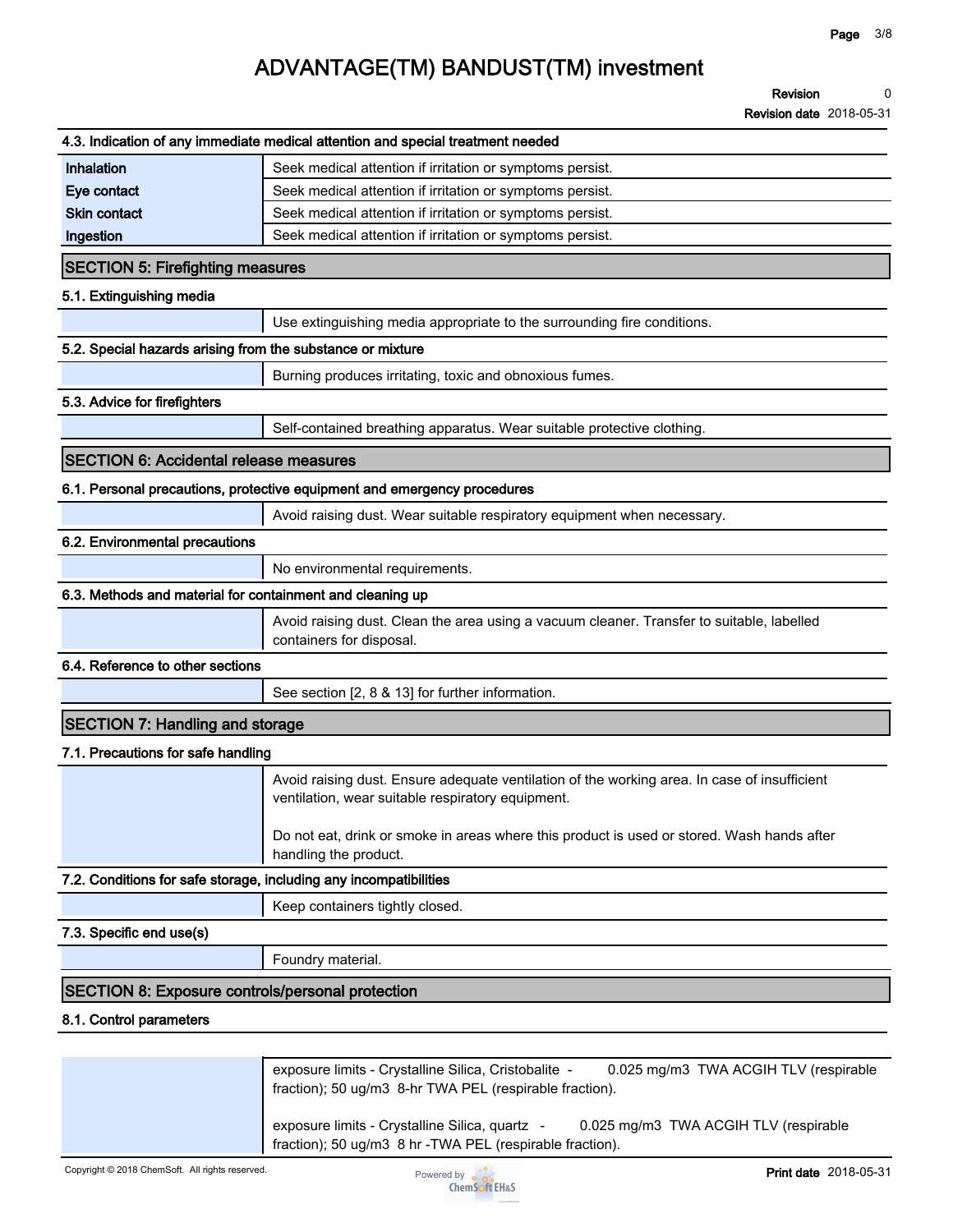### 4.3. Indication of any immediate medical attention and special treatment needed

| | |
|---|---|
| **Inhalation** | Seek medical attention if irritation or symptoms persist. |
| **Eye contact** | Seek medical attention if irritation or symptoms persist. |
| **Skin contact** | Seek medical attention if irritation or symptoms persist. |
| **Ingestion** | Seek medical attention if irritation or symptoms persist. |

## SECTION 5: Firefighting measures

### 5.1. Extinguishing media

Use extinguishing media appropriate to the surrounding fire conditions.

### 5.2. Special hazards arising from the substance or mixture

Burning produces irritating, toxic and obnoxious fumes.

### 5.3. Advice for firefighters

Self-contained breathing apparatus. Wear suitable protective clothing.

## SECTION 6: Accidental release measures

### 6.1. Personal precautions, protective equipment and emergency procedures

Avoid raising dust. Wear suitable respiratory equipment when necessary.

### 6.2. Environmental precautions

No environmental requirements.

### 6.3. Methods and material for containment and cleaning up

Avoid raising dust. Clean the area using a vacuum cleaner. Transfer to suitable, labelled containers for disposal.

### 6.4. Reference to other sections

See section [2, 8 & 13] for further information.

## SECTION 7: Handling and storage

### 7.1. Precautions for safe handling

Avoid raising dust. Ensure adequate ventilation of the working area. In case of insufficient ventilation, wear suitable respiratory equipment.

Do not eat, drink or smoke in areas where this product is used or stored. Wash hands after handling the product.

### 7.2. Conditions for safe storage, including any incompatibilities

Keep containers tightly closed.

### 7.3. Specific end use(s)

Foundry material.

## SECTION 8: Exposure controls/personal protection

### 8.1. Control parameters

exposure limits - Crystalline Silica, Cristobalite - 0.025 mg/m3 TWA ACGIH TLV (respirable fraction); 50 ug/m3 8-hr TWA PEL (respirable fraction).

exposure limits - Crystalline Silica, quartz - 0.025 mg/m3 TWA ACGIH TLV (respirable fraction); 50 ug/m3 8 hr -TWA PEL (respirable fraction).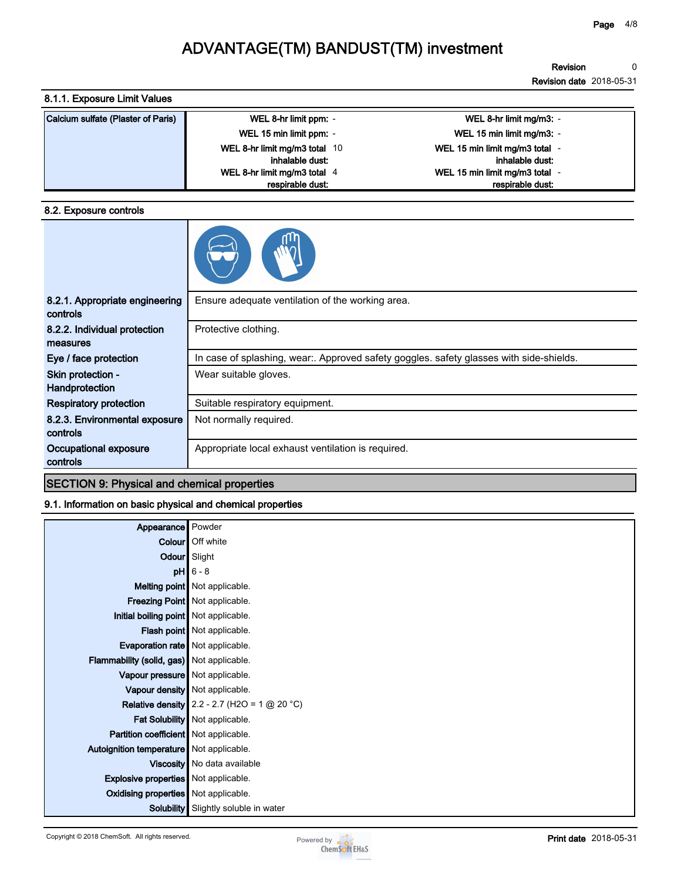### 8.1.1. Exposure Limit Values

| Calcium sulfate (Plaster of Paris) | | | | |
|---|---|---|---|---|
| | WEL 8-hr limit ppm: | - | WEL 8-hr limit mg/m3: | - |
| | WEL 15 min limit ppm: | - | WEL 15 min limit mg/m3: | - |
| | WEL 8-hr limit mg/m3 total inhalable dust: | 10 | WEL 15 min limit mg/m3 total inhalable dust: | - |
| | WEL 8-hr limit mg/m3 total respirable dust: | 4 | WEL 15 min limit mg/m3 total respirable dust: | - |

### 8.2. Exposure controls

| | |
|---|---|
| **8.2.1. Appropriate engineering controls** | Ensure adequate ventilation of the working area. |
| **8.2.2. Individual protection measures** | Protective clothing. |
| **Eye / face protection** | In case of splashing, wear:. Approved safety goggles. safety glasses with side-shields. |
| **Skin protection - Handprotection** | Wear suitable gloves. |
| **Respiratory protection** | Suitable respiratory equipment. |
| **8.2.3. Environmental exposure controls** | Not normally required. |
| **Occupational exposure controls** | Appropriate local exhaust ventilation is required. |

## SECTION 9: Physical and chemical properties

### 9.1. Information on basic physical and chemical properties

| | |
|---|---|
| **Appearance** | Powder |
| **Colour** | Off white |
| **Odour** | Slight |
| **pH** | 6 - 8 |
| **Melting point** | Not applicable. |
| **Freezing Point** | Not applicable. |
| **Initial boiling point** | Not applicable. |
| **Flash point** | Not applicable. |
| **Evaporation rate** | Not applicable. |
| **Flammability (solid, gas)** | Not applicable. |
| **Vapour pressure** | Not applicable. |
| **Vapour density** | Not applicable. |
| **Relative density** | 2.2 - 2.7 (H2O = 1 @ 20 °C) |
| **Fat Solubility** | Not applicable. |
| **Partition coefficient** | Not applicable. |
| **Autoignition temperature** | Not applicable. |
| **Viscosity** | No data available |
| **Explosive properties** | Not applicable. |
| **Oxidising properties** | Not applicable. |
| **Solubility** | Slightly soluble in water |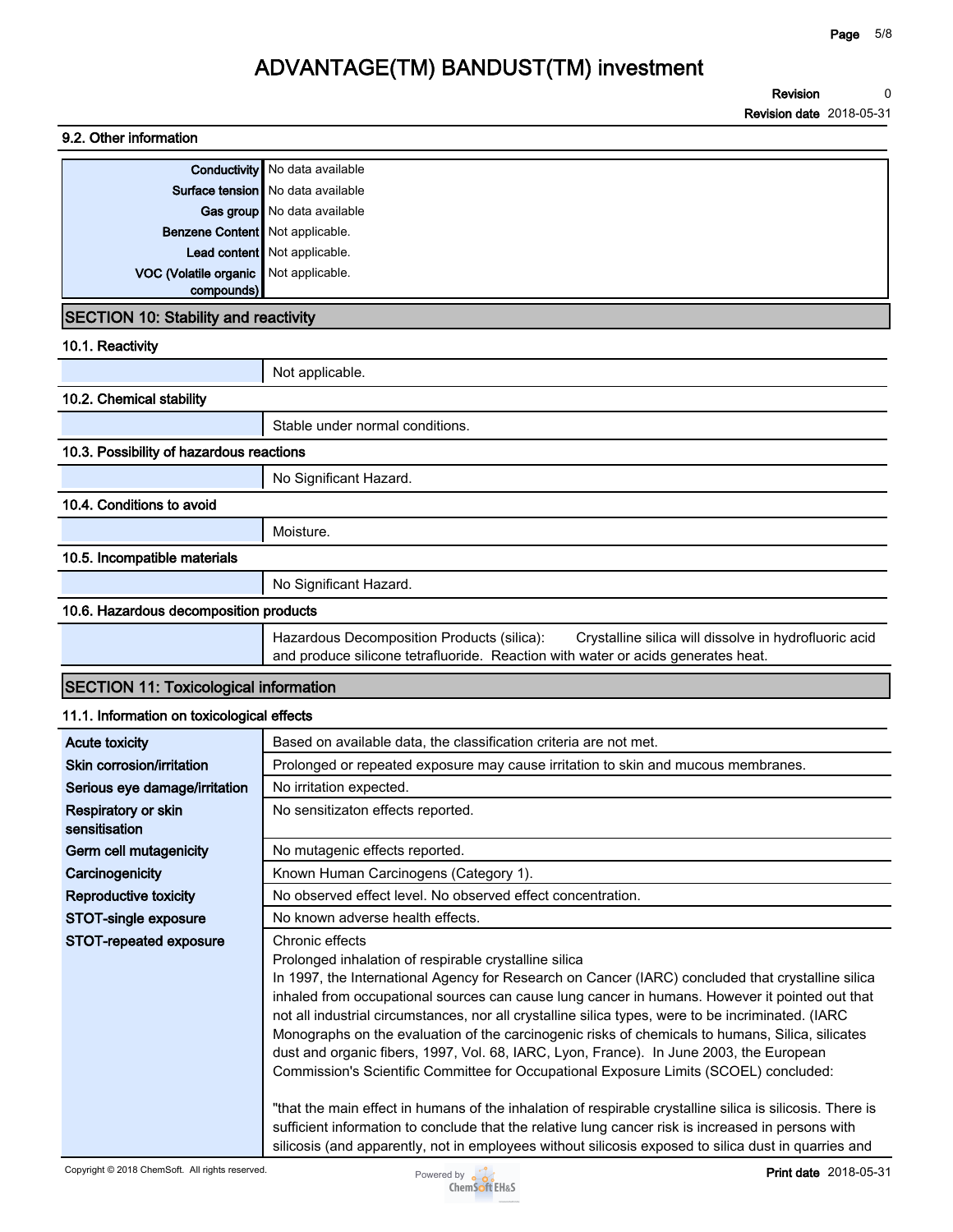### 9.2. Other information

| | |
|---|---|
| Conductivity | No data available |
| Surface tension | No data available |
| Gas group | No data available |
| Benzene Content | Not applicable. |
| Lead content | Not applicable. |
| VOC (Volatile organic compounds) | Not applicable. |

## SECTION 10: Stability and reactivity

### 10.1. Reactivity

Not applicable.

### 10.2. Chemical stability

Stable under normal conditions.

### 10.3. Possibility of hazardous reactions

No Significant Hazard.

### 10.4. Conditions to avoid

Moisture.

### 10.5. Incompatible materials

No Significant Hazard.

### 10.6. Hazardous decomposition products

Hazardous Decomposition Products (silica): Crystalline silica will dissolve in hydrofluoric acid and produce silicone tetrafluoride. Reaction with water or acids generates heat.

## SECTION 11: Toxicological information

### 11.1. Information on toxicological effects

| | |
|---|---|
| **Acute toxicity** | Based on available data, the classification criteria are not met. |
| **Skin corrosion/irritation** | Prolonged or repeated exposure may cause irritation to skin and mucous membranes. |
| **Serious eye damage/irritation** | No irritation expected. |
| **Respiratory or skin sensitisation** | No sensitizaton effects reported. |
| **Germ cell mutagenicity** | No mutagenic effects reported. |
| **Carcinogenicity** | Known Human Carcinogens (Category 1). |
| **Reproductive toxicity** | No observed effect level. No observed effect concentration. |
| **STOT-single exposure** | No known adverse health effects. |
| **STOT-repeated exposure** | Chronic effects<br>Prolonged inhalation of respirable crystalline silica<br>In 1997, the International Agency for Research on Cancer (IARC) concluded that crystalline silica inhaled from occupational sources can cause lung cancer in humans. However it pointed out that not all industrial circumstances, nor all crystalline silica types, were to be incriminated. (IARC Monographs on the evaluation of the carcinogenic risks of chemicals to humans, Silica, silicates dust and organic fibers, 1997, Vol. 68, IARC, Lyon, France). In June 2003, the European Commission's Scientific Committee for Occupational Exposure Limits (SCOEL) concluded:<br><br>"that the main effect in humans of the inhalation of respirable crystalline silica is silicosis. There is sufficient information to conclude that the relative lung cancer risk is increased in persons with silicosis (and apparently, not in employees without silicosis exposed to silica dust in quarries and |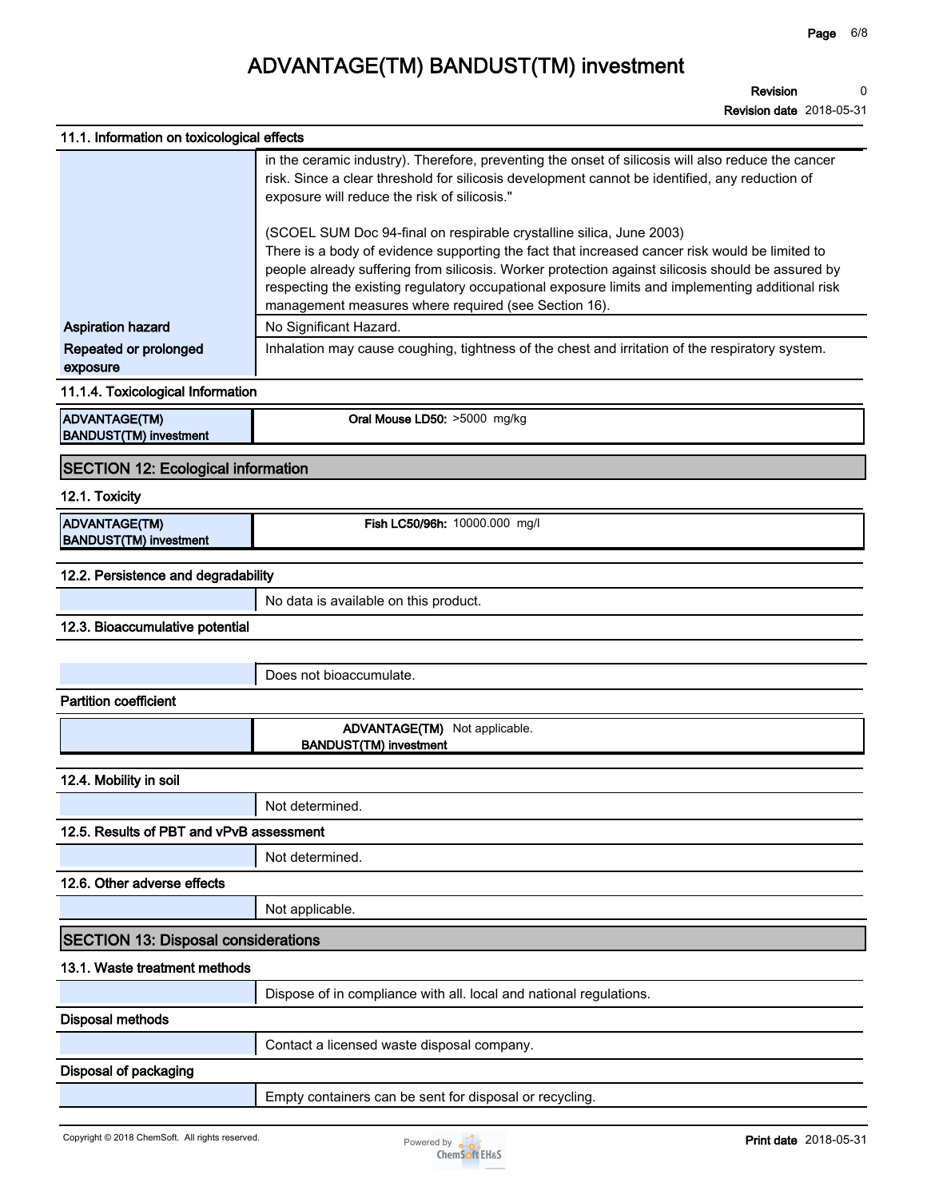### 11.1. Information on toxicological effects

| | |
|---|---|
| | in the ceramic industry). Therefore, preventing the onset of silicosis will also reduce the cancer risk. Since a clear threshold for silicosis development cannot be identified, any reduction of exposure will reduce the risk of silicosis."<br><br>(SCOEL SUM Doc 94-final on respirable crystalline silica, June 2003)<br>There is a body of evidence supporting the fact that increased cancer risk would be limited to people already suffering from silicosis. Worker protection against silicosis should be assured by respecting the existing regulatory occupational exposure limits and implementing additional risk management measures where required (see Section 16). |
| **Aspiration hazard** | No Significant Hazard. |
| **Repeated or prolonged exposure** | Inhalation may cause coughing, tightness of the chest and irritation of the respiratory system. |

### 11.1.4. Toxicological Information

| | |
|---|---|
| **ADVANTAGE(TM) BANDUST(TM) investment** | **Oral Mouse LD50:** >5000 mg/kg |

## SECTION 12: Ecological information

### 12.1. Toxicity

| | |
|---|---|
| **ADVANTAGE(TM) BANDUST(TM) investment** | **Fish LC50/96h:** 10000.000 mg/l |

### 12.2. Persistence and degradability

No data is available on this product.

### 12.3. Bioaccumulative potential

Does not bioaccumulate.

**Partition coefficient**

| | |
|---|---|
| | **ADVANTAGE(TM) BANDUST(TM) investment** Not applicable. |

### 12.4. Mobility in soil

Not determined.

### 12.5. Results of PBT and vPvB assessment

Not determined.

### 12.6. Other adverse effects

Not applicable.

## SECTION 13: Disposal considerations

### 13.1. Waste treatment methods

Dispose of in compliance with all. local and national regulations.

**Disposal methods**

Contact a licensed waste disposal company.

**Disposal of packaging**

Empty containers can be sent for disposal or recycling.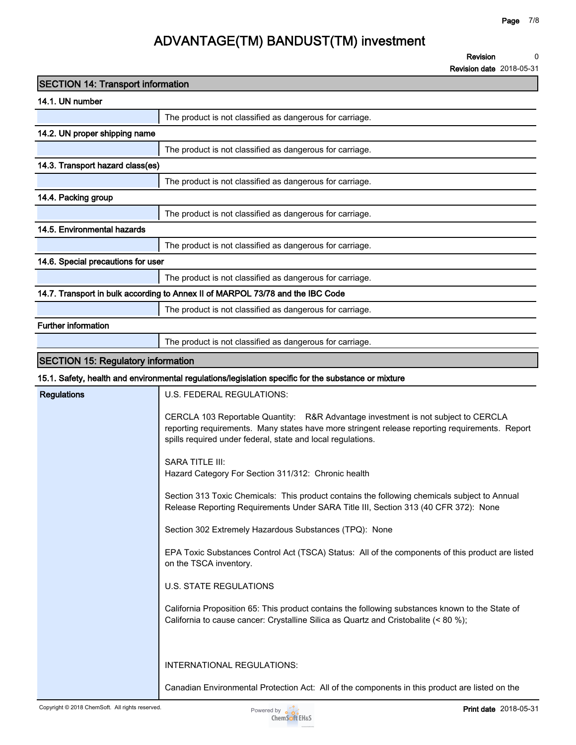# ADVANTAGE(TM) BANDUST(TM) investment

**Revision** 0

**Revision date** 2018-05-31

## SECTION 14: Transport information

### 14.1. UN number

| | |
|---|---|
| | The product is not classified as dangerous for carriage. |

### 14.2. UN proper shipping name

| | |
|---|---|
| | The product is not classified as dangerous for carriage. |

### 14.3. Transport hazard class(es)

| | |
|---|---|
| | The product is not classified as dangerous for carriage. |

### 14.4. Packing group

| | |
|---|---|
| | The product is not classified as dangerous for carriage. |

### 14.5. Environmental hazards

| | |
|---|---|
| | The product is not classified as dangerous for carriage. |

### 14.6. Special precautions for user

| | |
|---|---|
| | The product is not classified as dangerous for carriage. |

### 14.7. Transport in bulk according to Annex II of MARPOL 73/78 and the IBC Code

| | |
|---|---|
| | The product is not classified as dangerous for carriage. |

### Further information

| | |
|---|---|
| | The product is not classified as dangerous for carriage. |

## SECTION 15: Regulatory information

### 15.1. Safety, health and environmental regulations/legislation specific for the substance or mixture

**Regulations**

U.S. FEDERAL REGULATIONS:

CERCLA 103 Reportable Quantity: R&R Advantage investment is not subject to CERCLA reporting requirements. Many states have more stringent release reporting requirements. Report spills required under federal, state and local regulations.

SARA TITLE III:
Hazard Category For Section 311/312: Chronic health

Section 313 Toxic Chemicals: This product contains the following chemicals subject to Annual Release Reporting Requirements Under SARA Title III, Section 313 (40 CFR 372): None

Section 302 Extremely Hazardous Substances (TPQ): None

EPA Toxic Substances Control Act (TSCA) Status: All of the components of this product are listed on the TSCA inventory.

U.S. STATE REGULATIONS

California Proposition 65: This product contains the following substances known to the State of California to cause cancer: Crystalline Silica as Quartz and Cristobalite (< 80 %);

INTERNATIONAL REGULATIONS:

Canadian Environmental Protection Act: All of the components in this product are listed on the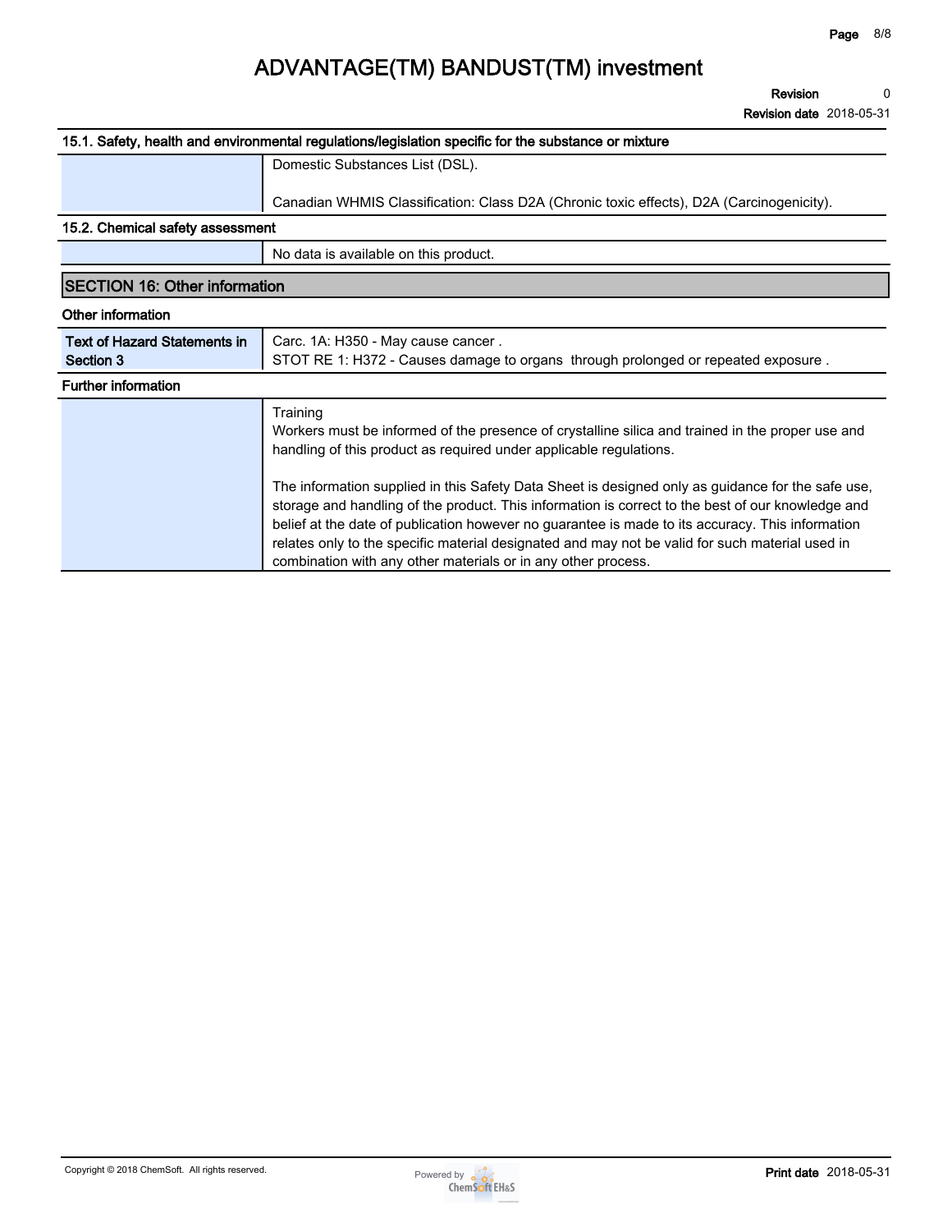### 15.1. Safety, health and environmental regulations/legislation specific for the substance or mixture

| | |
|---|---|
| | Domestic Substances List (DSL).<br><br>Canadian WHMIS Classification: Class D2A (Chronic toxic effects), D2A (Carcinogenicity). |

### 15.2. Chemical safety assessment

| | |
|---|---|
| | No data is available on this product. |

## SECTION 16: Other information

### Other information

| | |
|---|---|
| **Text of Hazard Statements in Section 3** | Carc. 1A: H350 - May cause cancer .<br>STOT RE 1: H372 - Causes damage to organs through prolonged or repeated exposure . |

### Further information

| | |
|---|---|
| | Training<br>Workers must be informed of the presence of crystalline silica and trained in the proper use and handling of this product as required under applicable regulations.<br><br>The information supplied in this Safety Data Sheet is designed only as guidance for the safe use, storage and handling of the product. This information is correct to the best of our knowledge and belief at the date of publication however no guarantee is made to its accuracy. This information relates only to the specific material designated and may not be valid for such material used in combination with any other materials or in any other process. |